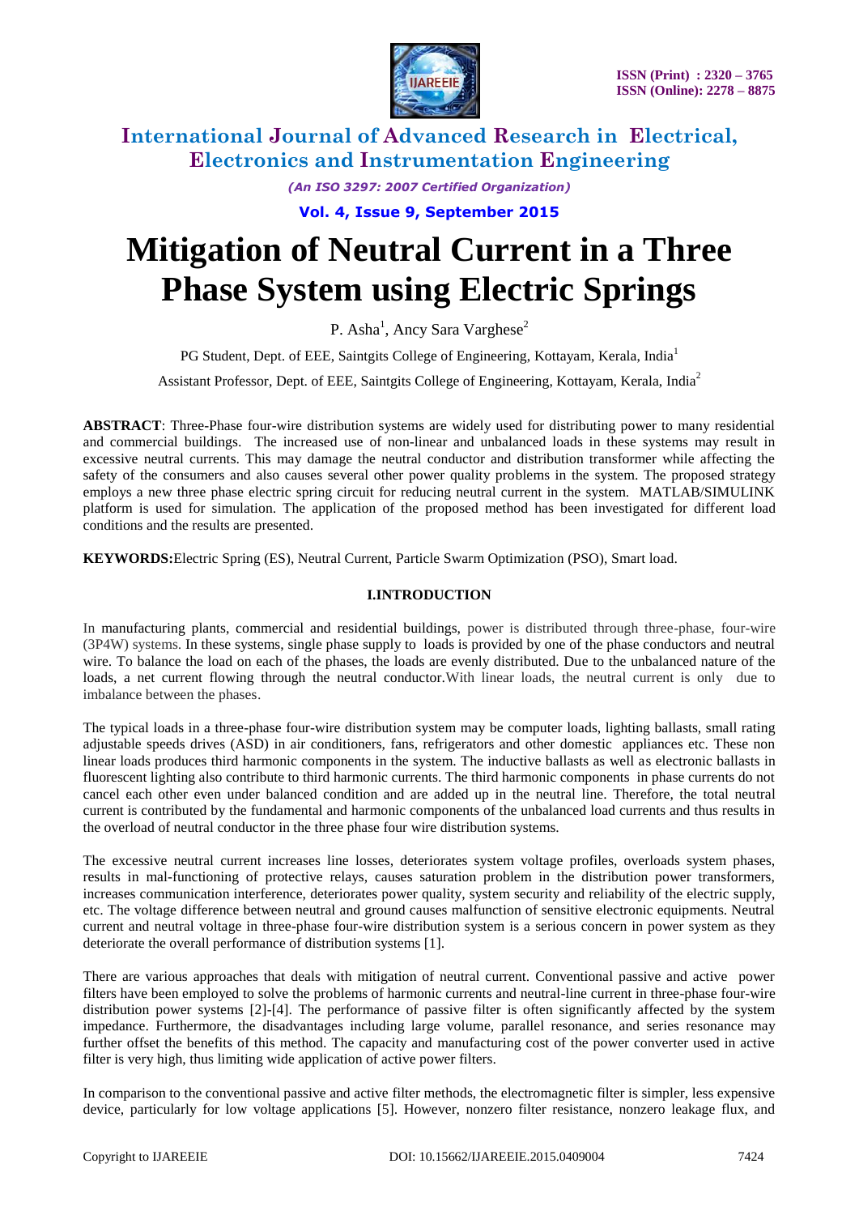# Mitigation of Neutral Current in a Three Phase System using Electric Springs

P. Asha[1], Ancy Sara Varghese[2]

PG Student, Dept. of EEE, Saintgits College of Engineering, Kottayam, Kerala, India[1]

Assistant Professor, Dept. of EEE, Saintgits College of Engineering, Kottayam, Kerala, India[2]

**ABSTRACT**: Three-Phase four-wire distribution systems are widely used for distributing power to many residential and commercial buildings. The increased use of non-linear and unbalanced loads in these systems may result in excessive neutral currents. This may damage the neutral conductor and distribution transformer while affecting the safety of the consumers and also causes several other power quality problems in the system. The proposed strategy employs a new three phase electric spring circuit for reducing neutral current in the system. MATLAB/SIMULINK platform is used for simulation. The application of the proposed method has been investigated for different load conditions and the results are presented.

**KEYWORDS:** Electric Spring (ES), Neutral Current, Particle Swarm Optimization (PSO), Smart load.

## I.INTRODUCTION

In manufacturing plants, commercial and residential buildings, power is distributed through three-phase, four-wire (3P4W) systems. In these systems, single phase supply to loads is provided by one of the phase conductors and neutral wire. To balance the load on each of the phases, the loads are evenly distributed. Due to the unbalanced nature of the loads, a net current flowing through the neutral conductor.With linear loads, the neutral current is only due to imbalance between the phases.

The typical loads in a three-phase four-wire distribution system may be computer loads, lighting ballasts, small rating adjustable speeds drives (ASD) in air conditioners, fans, refrigerators and other domestic appliances etc. These non linear loads produces third harmonic components in the system. The inductive ballasts as well as electronic ballasts in fluorescent lighting also contribute to third harmonic currents. The third harmonic components in phase currents do not cancel each other even under balanced condition and are added up in the neutral line. Therefore, the total neutral current is contributed by the fundamental and harmonic components of the unbalanced load currents and thus results in the overload of neutral conductor in the three phase four wire distribution systems.

The excessive neutral current increases line losses, deteriorates system voltage profiles, overloads system phases, results in mal-functioning of protective relays, causes saturation problem in the distribution power transformers, increases communication interference, deteriorates power quality, system security and reliability of the electric supply, etc. The voltage difference between neutral and ground causes malfunction of sensitive electronic equipments. Neutral current and neutral voltage in three-phase four-wire distribution system is a serious concern in power system as they deteriorate the overall performance of distribution systems [1].

There are various approaches that deals with mitigation of neutral current. Conventional passive and active power filters have been employed to solve the problems of harmonic currents and neutral-line current in three-phase four-wire distribution power systems [2]-[4]. The performance of passive filter is often significantly affected by the system impedance. Furthermore, the disadvantages including large volume, parallel resonance, and series resonance may further offset the benefits of this method. The capacity and manufacturing cost of the power converter used in active filter is very high, thus limiting wide application of active power filters.

In comparison to the conventional passive and active filter methods, the electromagnetic filter is simpler, less expensive device, particularly for low voltage applications [5]. However, nonzero filter resistance, nonzero leakage flux, and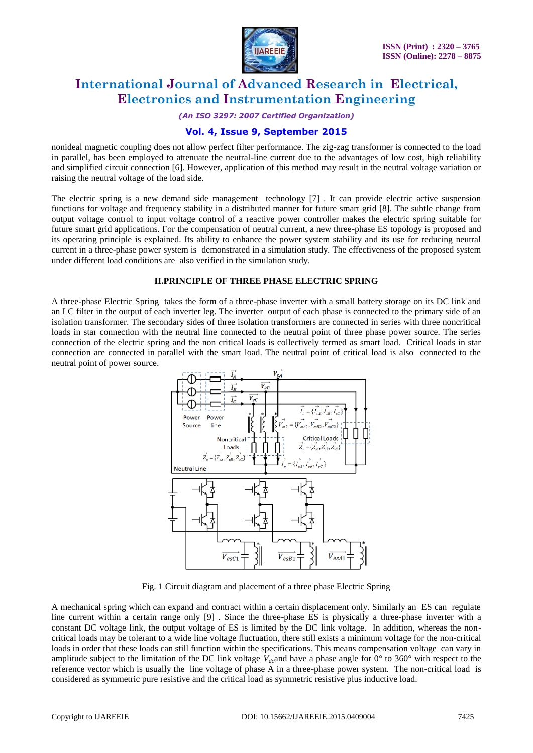nonideal magnetic coupling does not allow perfect filter performance. The zig-zag transformer is connected to the load in parallel, has been employed to attenuate the neutral-line current due to the advantages of low cost, high reliability and simplified circuit connection [6]. However, application of this method may result in the neutral voltage variation or raising the neutral voltage of the load side.

The electric spring is a new demand side management technology [7] . It can provide electric active suspension functions for voltage and frequency stability in a distributed manner for future smart grid [8]. The subtle change from output voltage control to input voltage control of a reactive power controller makes the electric spring suitable for future smart grid applications. For the compensation of neutral current, a new three-phase ES topology is proposed and its operating principle is explained. Its ability to enhance the power system stability and its use for reducing neutral current in a three-phase power system is demonstrated in a simulation study. The effectiveness of the proposed system under different load conditions are also verified in the simulation study.

## II.PRINCIPLE OF THREE PHASE ELECTRIC SPRING

A three-phase Electric Spring takes the form of a three-phase inverter with a small battery storage on its DC link and an LC filter in the output of each inverter leg. The inverter output of each phase is connected to the primary side of an isolation transformer. The secondary sides of three isolation transformers are connected in series with three noncritical loads in star connection with the neutral line connected to the neutral point of three phase power source. The series connection of the electric spring and the non critical loads is collectively termed as smart load. Critical loads in star connection are connected in parallel with the smart load. The neutral point of critical load is also connected to the neutral point of power source.

Fig. 1 Circuit diagram and placement of a three phase Electric Spring

A mechanical spring which can expand and contract within a certain displacement only. Similarly an ES can regulate line current within a certain range only [9] . Since the three-phase ES is physically a three-phase inverter with a constant DC voltage link, the output voltage of ES is limited by the DC link voltage. In addition, whereas the non-critical loads may be tolerant to a wide line voltage fluctuation, there still exists a minimum voltage for the non-critical loads in order that these loads can still function within the specifications. This means compensation voltage can vary in amplitude subject to the limitation of the DC link voltage $V_{dc}$and have a phase angle for 0° to 360° with respect to the reference vector which is usually the line voltage of phase A in a three-phase power system. The non-critical load is considered as symmetric pure resistive and the critical load as symmetric resistive plus inductive load.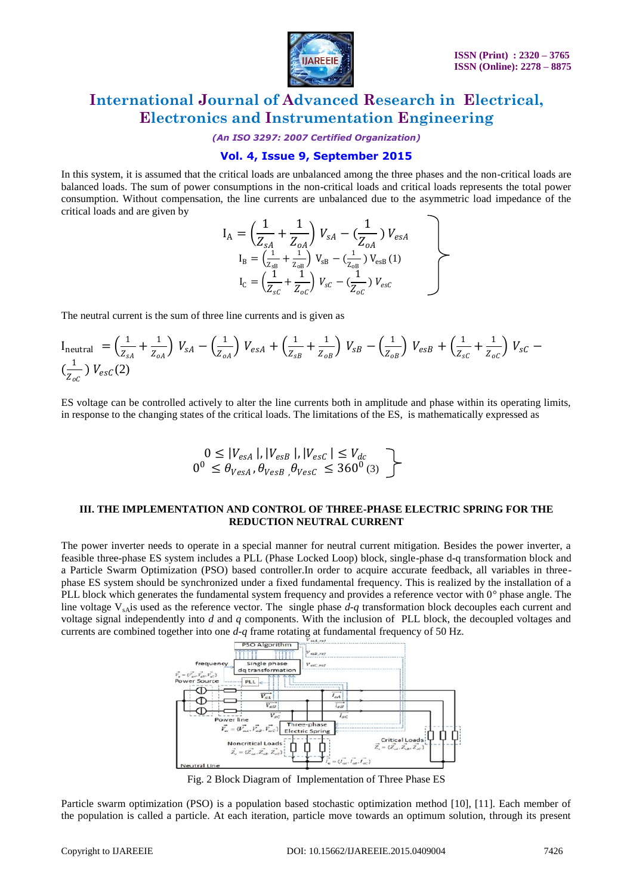In this system, it is assumed that the critical loads are unbalanced among the three phases and the non-critical loads are balanced loads. The sum of power consumptions in the non-critical loads and critical loads represents the total power consumption. Without compensation, the line currents are unbalanced due to the asymmetric load impedance of the critical loads and are given by

$$\left.\begin{aligned} I_A &= \left(\frac{1}{Z_{sA}} + \frac{1}{Z_{oA}}\right) V_{sA} - \left(\frac{1}{Z_{oA}}\right) V_{esA} \\ I_B &= \left(\frac{1}{Z_{sB}} + \frac{1}{Z_{oB}}\right) V_{sB} - \left(\frac{1}{Z_{oB}}\right) V_{esB} \\ I_C &= \left(\frac{1}{Z_{sC}} + \frac{1}{Z_{oC}}\right) V_{sC} - \left(\frac{1}{Z_{oC}}\right) V_{esC} \end{aligned}\right\} \quad (1)$$

The neutral current is the sum of three line currents and is given as

$$I_{neutral} = \left(\frac{1}{Z_{sA}} + \frac{1}{Z_{oA}}\right) V_{sA} - \left(\frac{1}{Z_{oA}}\right) V_{esA} + \left(\frac{1}{Z_{sB}} + \frac{1}{Z_{oB}}\right) V_{sB} - \left(\frac{1}{Z_{oB}}\right) V_{esB} + \left(\frac{1}{Z_{sC}} + \frac{1}{Z_{oC}}\right) V_{sC} - \left(\frac{1}{Z_{oC}}\right) V_{esC} \quad (2)$$

ES voltage can be controlled actively to alter the line currents both in amplitude and phase within its operating limits, in response to the changing states of the critical loads. The limitations of the ES, is mathematically expressed as

$$\left.\begin{aligned} 0 \le |V_{esA}|, |V_{esB}|, |V_{esC}| \le V_{dc} \\ 0^0 \le \theta_{VesA}, \theta_{VesB}, \theta_{VesC} \le 360^0 \end{aligned}\right\} \quad (3)$$

### III. THE IMPLEMENTATION AND CONTROL OF THREE-PHASE ELECTRIC SPRING FOR THE REDUCTION NEUTRAL CURRENT

The power inverter needs to operate in a special manner for neutral current mitigation. Besides the power inverter, a feasible three-phase ES system includes a PLL (Phase Locked Loop) block, single-phase d-q transformation block and a Particle Swarm Optimization (PSO) based controller.In order to acquire accurate feedback, all variables in three-phase ES system should be synchronized under a fixed fundamental frequency. This is realized by the installation of a PLL block which generates the fundamental system frequency and provides a reference vector with 0° phase angle. The line voltage $V_{sA}$is used as the reference vector. The single phase *d-q* transformation block decouples each current and voltage signal independently into *d* and *q* components. With the inclusion of PLL block, the decoupled voltages and currents are combined together into one *d-q* frame rotating at fundamental frequency of 50 Hz.

Fig. 2 Block Diagram of Implementation of Three Phase ES

Particle swarm optimization (PSO) is a population based stochastic optimization method [10], [11]. Each member of the population is called a particle. At each iteration, particle move towards an optimum solution, through its present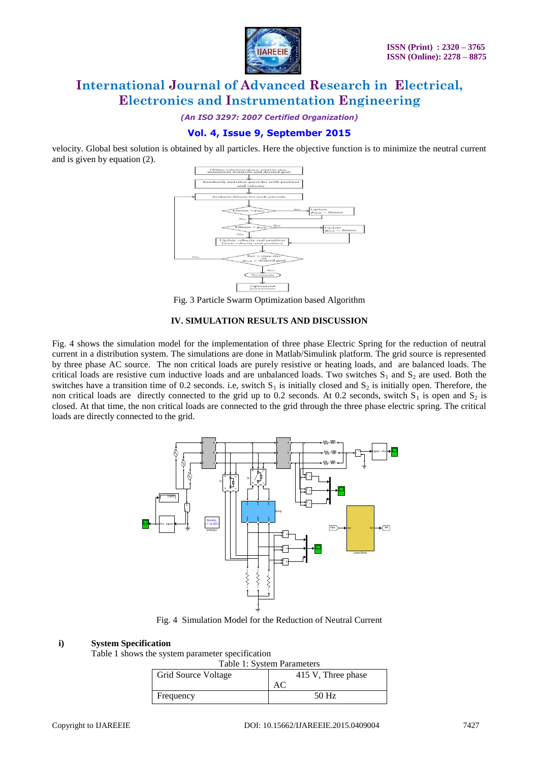velocity. Global best solution is obtained by all particles. Here the objective function is to minimize the neutral current and is given by equation (2).

Fig. 3 Particle Swarm Optimization based Algorithm

## IV. SIMULATION RESULTS AND DISCUSSION

Fig. 4 shows the simulation model for the implementation of three phase Electric Spring for the reduction of neutral current in a distribution system. The simulations are done in Matlab/Simulink platform. The grid source is represented by three phase AC source. The non critical loads are purely resistive or heating loads, and are balanced loads. The critical loads are resistive cum inductive loads and are unbalanced loads. Two switches $S_1$ and $S_2$ are used. Both the switches have a transition time of 0.2 seconds. i.e, switch $S_1$ is initially closed and $S_2$ is initially open. Therefore, the non critical loads are directly connected to the grid up to 0.2 seconds. At 0.2 seconds, switch $S_1$ is open and $S_2$ is closed. At that time, the non critical loads are connected to the grid through the three phase electric spring. The critical loads are directly connected to the grid.

Fig. 4 Simulation Model for the Reduction of Neutral Current

### i) System Specification

Table 1 shows the system parameter specification

Table 1: System Parameters

| Grid Source Voltage | 415 V, Three phase AC |
|---|---|
| Frequency | 50 Hz |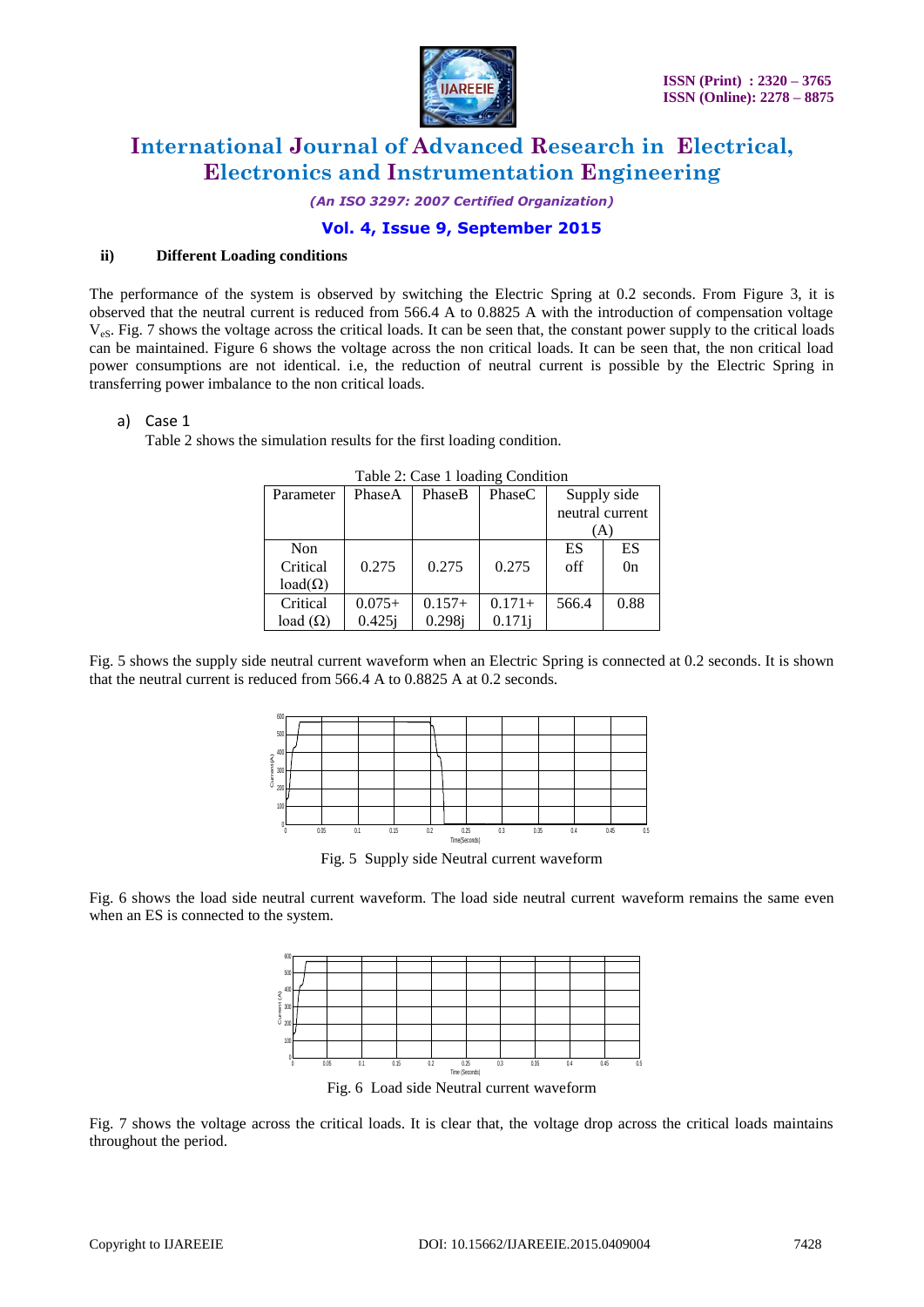### ii) Different Loading conditions

The performance of the system is observed by switching the Electric Spring at 0.2 seconds. From Figure 3, it is observed that the neutral current is reduced from 566.4 A to 0.8825 A with the introduction of compensation voltage $V_{eS}$. Fig. 7 shows the voltage across the critical loads. It can be seen that, the constant power supply to the critical loads can be maintained. Figure 6 shows the voltage across the non critical loads. It can be seen that, the non critical load power consumptions are not identical. i.e, the reduction of neutral current is possible by the Electric Spring in transferring power imbalance to the non critical loads.

#### a) Case 1

Table 2 shows the simulation results for the first loading condition.

Table 2: Case 1 loading Condition

| Parameter | PhaseA | PhaseB | PhaseC | Supply side neutral current (A) | |
|---|---|---|---|---|---|
| | | | | ES off | ES 0n |
| Non Critical load(Ω) | 0.275 | 0.275 | 0.275 | | |
| Critical load (Ω) | 0.075+ 0.425j | 0.157+ 0.298j | 0.171+ 0.171j | 566.4 | 0.88 |

Fig. 5 shows the supply side neutral current waveform when an Electric Spring is connected at 0.2 seconds. It is shown that the neutral current is reduced from 566.4 A to 0.8825 A at 0.2 seconds.

Fig. 5 Supply side Neutral current waveform

Fig. 6 shows the load side neutral current waveform. The load side neutral current waveform remains the same even when an ES is connected to the system.

Fig. 6 Load side Neutral current waveform

Fig. 7 shows the voltage across the critical loads. It is clear that, the voltage drop across the critical loads maintains throughout the period.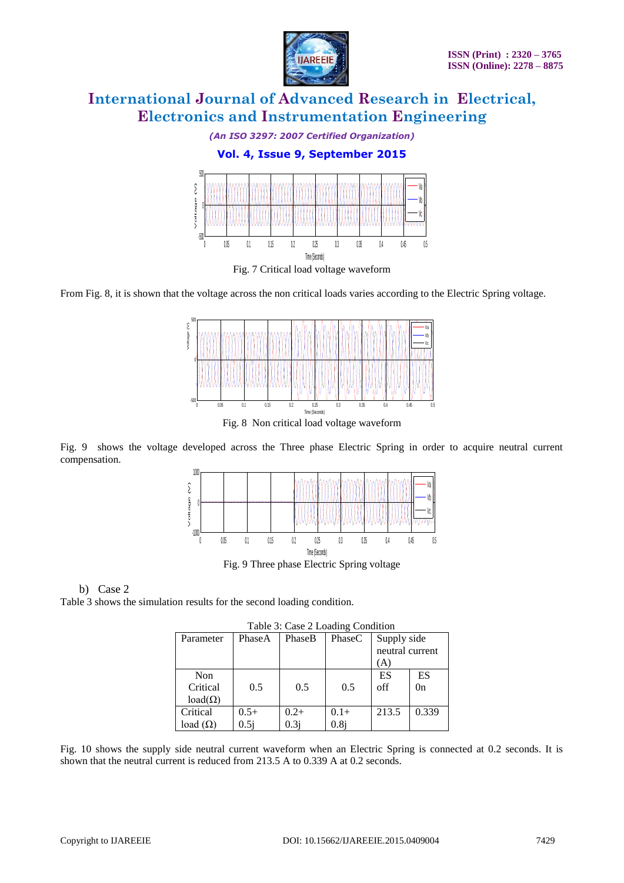Fig. 7 Critical load voltage waveform

From Fig. 8, it is shown that the voltage across the non critical loads varies according to the Electric Spring voltage.

Fig. 8 Non critical load voltage waveform

Fig. 9 shows the voltage developed across the Three phase Electric Spring in order to acquire neutral current compensation.

Fig. 9 Three phase Electric Spring voltage

b) Case 2

Table 3 shows the simulation results for the second loading condition.

Table 3: Case 2 Loading Condition

| Parameter | PhaseA | PhaseB | PhaseC | Supply side neutral current (A) | |
|---|---|---|---|---|---|
| Non Critical load(Ω) | 0.5 | 0.5 | 0.5 | ES off | ES 0n |
| Critical load (Ω) | 0.5+ 0.5j | 0.2+ 0.3j | 0.1+ 0.8j | 213.5 | 0.339 |

Fig. 10 shows the supply side neutral current waveform when an Electric Spring is connected at 0.2 seconds. It is shown that the neutral current is reduced from 213.5 A to 0.339 A at 0.2 seconds.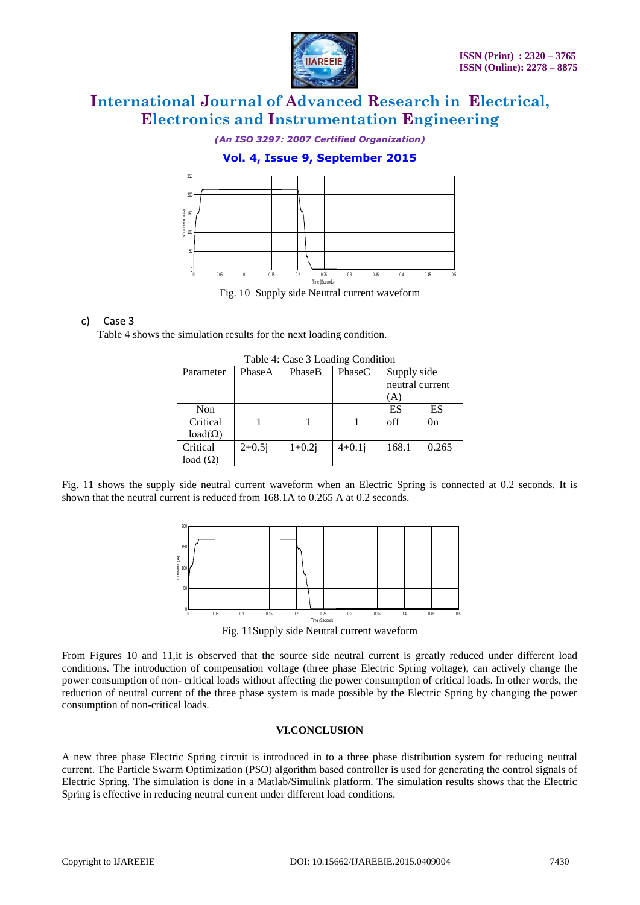Fig. 10 Supply side Neutral current waveform

### c) Case 3

Table 4 shows the simulation results for the next loading condition.

Table 4: Case 3 Loading Condition

| Parameter | PhaseA | PhaseB | PhaseC | Supply side neutral current (A) | |
|---|---|---|---|---|---|
| Non Critical load(Ω) | 1 | 1 | 1 | ES off | ES 0n |
| Critical load (Ω) | 2+0.5j | 1+0.2j | 4+0.1j | 168.1 | 0.265 |

Fig. 11 shows the supply side neutral current waveform when an Electric Spring is connected at 0.2 seconds. It is shown that the neutral current is reduced from 168.1A to 0.265 A at 0.2 seconds.

Fig. 11Supply side Neutral current waveform

From Figures 10 and 11,it is observed that the source side neutral current is greatly reduced under different load conditions. The introduction of compensation voltage (three phase Electric Spring voltage), can actively change the power consumption of non- critical loads without affecting the power consumption of critical loads. In other words, the reduction of neutral current of the three phase system is made possible by the Electric Spring by changing the power consumption of non-critical loads.

## VI.CONCLUSION

A new three phase Electric Spring circuit is introduced in to a three phase distribution system for reducing neutral current. The Particle Swarm Optimization (PSO) algorithm based controller is used for generating the control signals of Electric Spring. The simulation is done in a Matlab/Simulink platform. The simulation results shows that the Electric Spring is effective in reducing neutral current under different load conditions.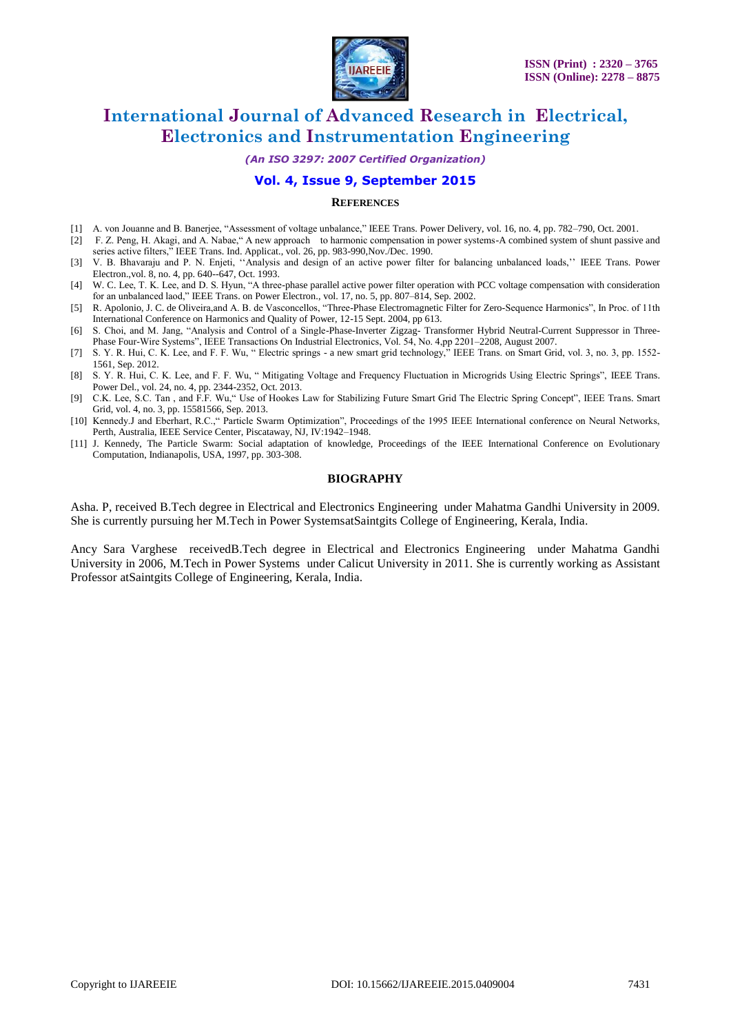## REFERENCES

[1] A. von Jouanne and B. Banerjee, "Assessment of voltage unbalance," IEEE Trans. Power Delivery, vol. 16, no. 4, pp. 782–790, Oct. 2001.

[2] F. Z. Peng, H. Akagi, and A. Nabae," A new approach to harmonic compensation in power systems-A combined system of shunt passive and series active filters," IEEE Trans. Ind. Applicat., vol. 26, pp. 983-990,Nov./Dec. 1990.

[3] V. B. Bhavaraju and P. N. Enjeti, ''Analysis and design of an active power filter for balancing unbalanced loads,'' IEEE Trans. Power Electron.,vol. 8, no. 4, pp. 640--647, Oct. 1993.

[4] W. C. Lee, T. K. Lee, and D. S. Hyun, "A three-phase parallel active power filter operation with PCC voltage compensation with consideration for an unbalanced laod," IEEE Trans. on Power Electron., vol. 17, no. 5, pp. 807–814, Sep. 2002.

[5] R. Apolonio, J. C. de Oliveira,and A. B. de Vasconcellos, "Three-Phase Electromagnetic Filter for Zero-Sequence Harmonics", In Proc. of 11th International Conference on Harmonics and Quality of Power, 12-15 Sept. 2004, pp 613.

[6] S. Choi, and M. Jang, "Analysis and Control of a Single-Phase-Inverter Zigzag- Transformer Hybrid Neutral-Current Suppressor in Three-Phase Four-Wire Systems", IEEE Transactions On Industrial Electronics, Vol. 54, No. 4,pp 2201–2208, August 2007.

[7] S. Y. R. Hui, C. K. Lee, and F. F. Wu, " Electric springs - a new smart grid technology," IEEE Trans. on Smart Grid, vol. 3, no. 3, pp. 1552-1561, Sep. 2012.

[8] S. Y. R. Hui, C. K. Lee, and F. F. Wu, " Mitigating Voltage and Frequency Fluctuation in Microgrids Using Electric Springs", IEEE Trans. Power Del., vol. 24, no. 4, pp. 2344-2352, Oct. 2013.

[9] C.K. Lee, S.C. Tan , and F.F. Wu," Use of Hookes Law for Stabilizing Future Smart Grid The Electric Spring Concept", IEEE Trans. Smart Grid, vol. 4, no. 3, pp. 15581566, Sep. 2013.

[10] Kennedy.J and Eberhart, R.C.," Particle Swarm Optimization", Proceedings of the 1995 IEEE International conference on Neural Networks, Perth, Australia, IEEE Service Center, Piscataway, NJ, IV:1942–1948.

[11] J. Kennedy, The Particle Swarm: Social adaptation of knowledge, Proceedings of the IEEE International Conference on Evolutionary Computation, Indianapolis, USA, 1997, pp. 303-308.

## BIOGRAPHY

Asha. P, received B.Tech degree in Electrical and Electronics Engineering under Mahatma Gandhi University in 2009. She is currently pursuing her M.Tech in Power SystemsatSaintgits College of Engineering, Kerala, India.

Ancy Sara Varghese receivedB.Tech degree in Electrical and Electronics Engineering under Mahatma Gandhi University in 2006, M.Tech in Power Systems under Calicut University in 2011. She is currently working as Assistant Professor atSaintgits College of Engineering, Kerala, India.